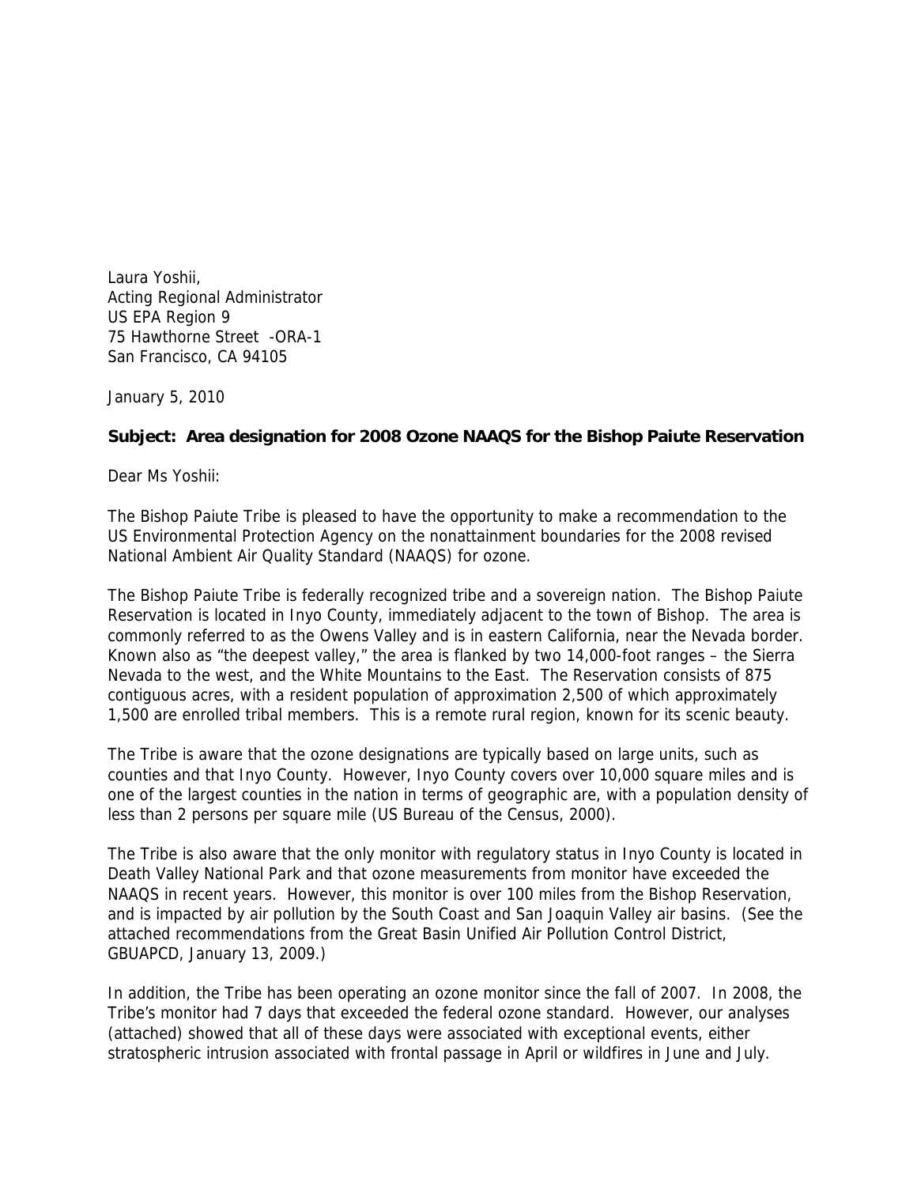Laura Yoshii,
Acting Regional Administrator
US EPA Region 9
75 Hawthorne Street -ORA-1
San Francisco, CA 94105

January 5, 2010

**Subject: Area designation for 2008 Ozone NAAQS for the Bishop Paiute Reservation**

Dear Ms Yoshii:

The Bishop Paiute Tribe is pleased to have the opportunity to make a recommendation to the US Environmental Protection Agency on the nonattainment boundaries for the 2008 revised National Ambient Air Quality Standard (NAAQS) for ozone.

The Bishop Paiute Tribe is federally recognized tribe and a sovereign nation. The Bishop Paiute Reservation is located in Inyo County, immediately adjacent to the town of Bishop. The area is commonly referred to as the Owens Valley and is in eastern California, near the Nevada border. Known also as "the deepest valley," the area is flanked by two 14,000-foot ranges – the Sierra Nevada to the west, and the White Mountains to the East. The Reservation consists of 875 contiguous acres, with a resident population of approximation 2,500 of which approximately 1,500 are enrolled tribal members. This is a remote rural region, known for its scenic beauty.

The Tribe is aware that the ozone designations are typically based on large units, such as counties and that Inyo County. However, Inyo County covers over 10,000 square miles and is one of the largest counties in the nation in terms of geographic are, with a population density of less than 2 persons per square mile (US Bureau of the Census, 2000).

The Tribe is also aware that the only monitor with regulatory status in Inyo County is located in Death Valley National Park and that ozone measurements from monitor have exceeded the NAAQS in recent years. However, this monitor is over 100 miles from the Bishop Reservation, and is impacted by air pollution by the South Coast and San Joaquin Valley air basins. (See the attached recommendations from the Great Basin Unified Air Pollution Control District, GBUAPCD, January 13, 2009.)

In addition, the Tribe has been operating an ozone monitor since the fall of 2007. In 2008, the Tribe's monitor had 7 days that exceeded the federal ozone standard. However, our analyses (attached) showed that all of these days were associated with exceptional events, either stratospheric intrusion associated with frontal passage in April or wildfires in June and July.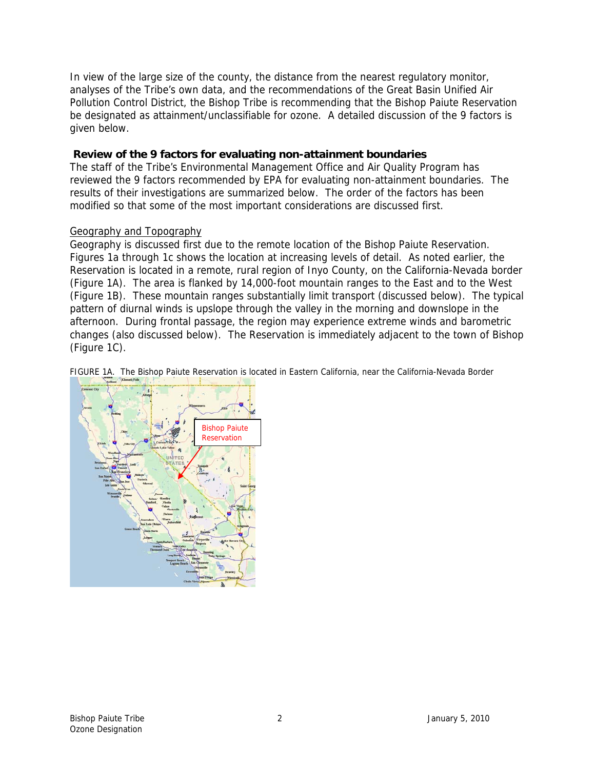In view of the large size of the county, the distance from the nearest regulatory monitor, analyses of the Tribe's own data, and the recommendations of the Great Basin Unified Air Pollution Control District, the Bishop Tribe is recommending that the Bishop Paiute Reservation be designated as attainment/unclassifiable for ozone. A detailed discussion of the 9 factors is given below.

## Review of the 9 factors for evaluating non-attainment boundaries

The staff of the Tribe's Environmental Management Office and Air Quality Program has reviewed the 9 factors recommended by EPA for evaluating non-attainment boundaries. The results of their investigations are summarized below. The order of the factors has been modified so that some of the most important considerations are discussed first.

### Geography and Topography

Geography is discussed first due to the remote location of the Bishop Paiute Reservation. Figures 1a through 1c shows the location at increasing levels of detail. As noted earlier, the Reservation is located in a remote, rural region of Inyo County, on the California-Nevada border (Figure 1A). The area is flanked by 14,000-foot mountain ranges to the East and to the West (Figure 1B). These mountain ranges substantially limit transport (discussed below). The typical pattern of diurnal winds is upslope through the valley in the morning and downslope in the afternoon. During frontal passage, the region may experience extreme winds and barometric changes (also discussed below). The Reservation is immediately adjacent to the town of Bishop (Figure 1C).

FIGURE 1A. The Bishop Paiute Reservation is located in Eastern California, near the California-Nevada Border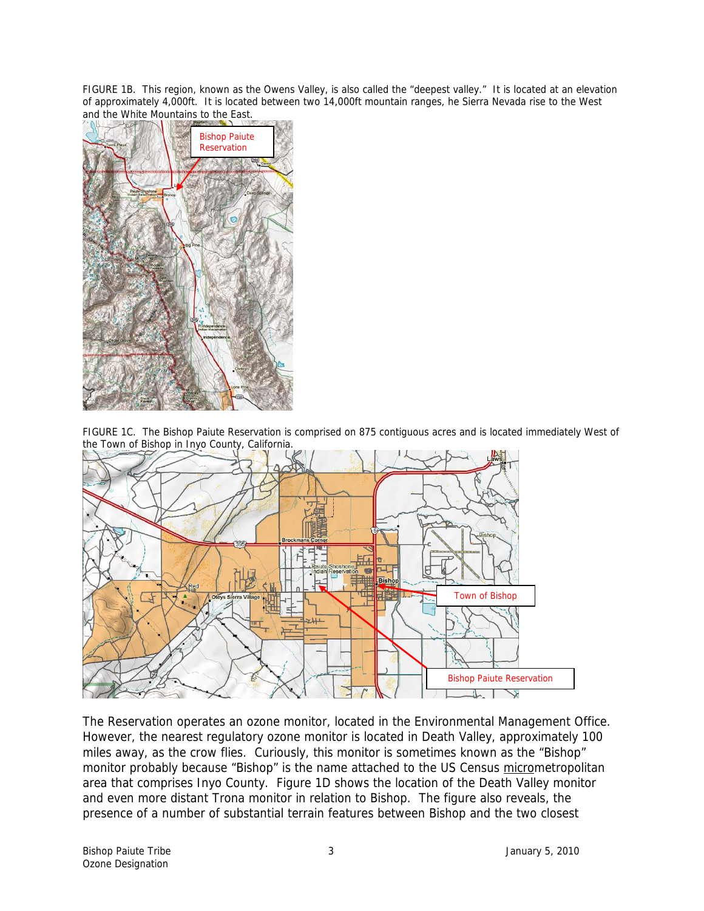FIGURE 1B. This region, known as the Owens Valley, is also called the "deepest valley." It is located at an elevation of approximately 4,000ft. It is located between two 14,000ft mountain ranges, he Sierra Nevada rise to the West and the White Mountains to the East.

FIGURE 1C. The Bishop Paiute Reservation is comprised on 875 contiguous acres and is located immediately West of the Town of Bishop in Inyo County, California.

The Reservation operates an ozone monitor, located in the Environmental Management Office. However, the nearest regulatory ozone monitor is located in Death Valley, approximately 100 miles away, as the crow flies. Curiously, this monitor is sometimes known as the "Bishop" monitor probably because "Bishop" is the name attached to the US Census micrometropolitan area that comprises Inyo County. Figure 1D shows the location of the Death Valley monitor and even more distant Trona monitor in relation to Bishop. The figure also reveals, the presence of a number of substantial terrain features between Bishop and the two closest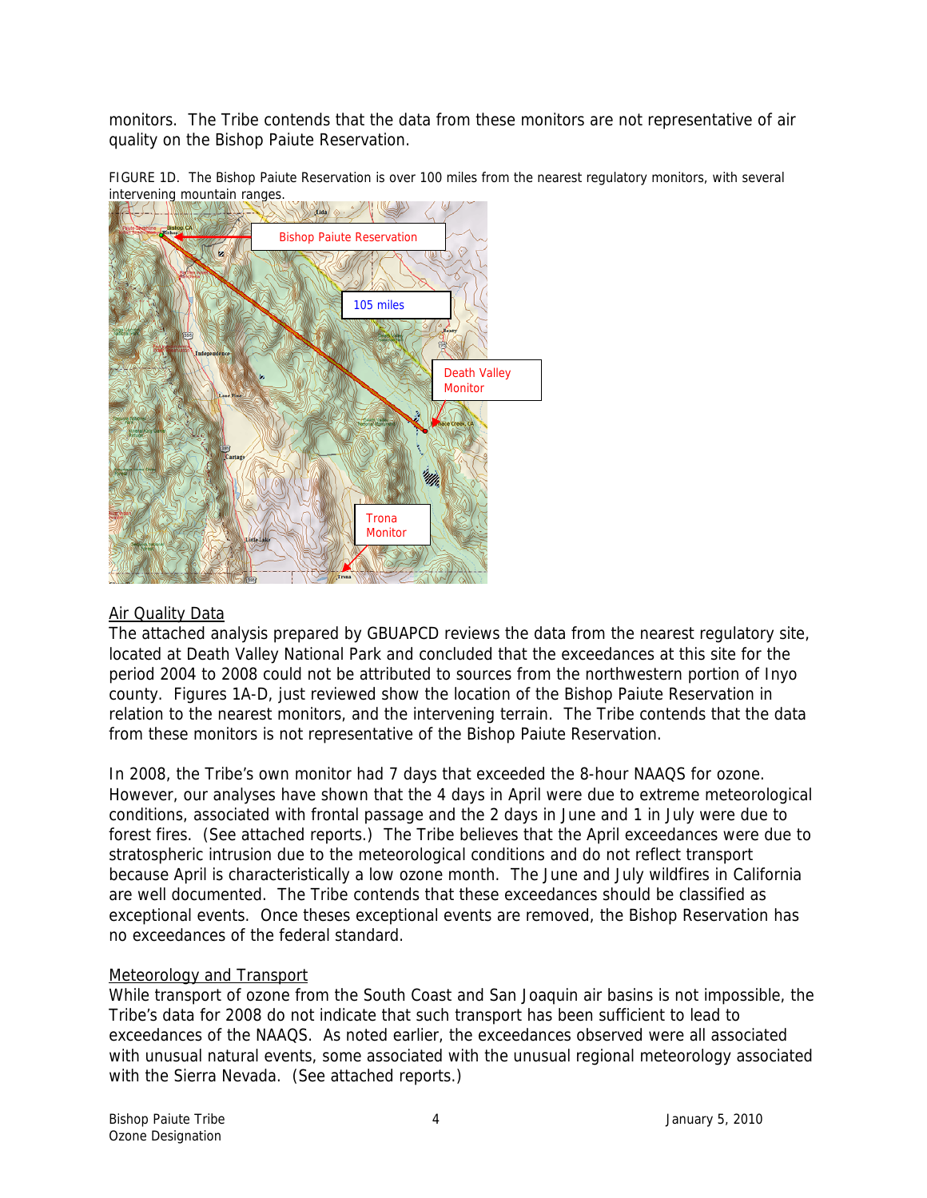monitors. The Tribe contends that the data from these monitors are not representative of air quality on the Bishop Paiute Reservation.

FIGURE 1D. The Bishop Paiute Reservation is over 100 miles from the nearest regulatory monitors, with several intervening mountain ranges.

## Air Quality Data

The attached analysis prepared by GBUAPCD reviews the data from the nearest regulatory site, located at Death Valley National Park and concluded that the exceedances at this site for the period 2004 to 2008 could not be attributed to sources from the northwestern portion of Inyo county. Figures 1A-D, just reviewed show the location of the Bishop Paiute Reservation in relation to the nearest monitors, and the intervening terrain. The Tribe contends that the data from these monitors is not representative of the Bishop Paiute Reservation.

In 2008, the Tribe's own monitor had 7 days that exceeded the 8-hour NAAQS for ozone. However, our analyses have shown that the 4 days in April were due to extreme meteorological conditions, associated with frontal passage and the 2 days in June and 1 in July were due to forest fires. (See attached reports.) The Tribe believes that the April exceedances were due to stratospheric intrusion due to the meteorological conditions and do not reflect transport because April is characteristically a low ozone month. The June and July wildfires in California are well documented. The Tribe contends that these exceedances should be classified as exceptional events. Once theses exceptional events are removed, the Bishop Reservation has no exceedances of the federal standard.

## Meteorology and Transport

While transport of ozone from the South Coast and San Joaquin air basins is not impossible, the Tribe's data for 2008 do not indicate that such transport has been sufficient to lead to exceedances of the NAAQS. As noted earlier, the exceedances observed were all associated with unusual natural events, some associated with the unusual regional meteorology associated with the Sierra Nevada. (See attached reports.)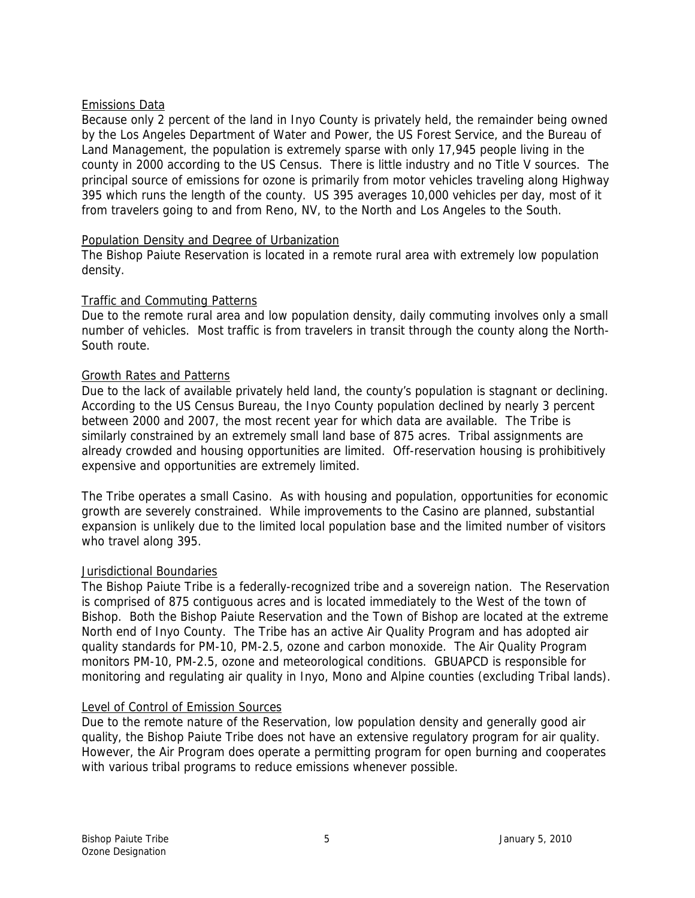## Emissions Data

Because only 2 percent of the land in Inyo County is privately held, the remainder being owned by the Los Angeles Department of Water and Power, the US Forest Service, and the Bureau of Land Management, the population is extremely sparse with only 17,945 people living in the county in 2000 according to the US Census. There is little industry and no Title V sources. The principal source of emissions for ozone is primarily from motor vehicles traveling along Highway 395 which runs the length of the county. US 395 averages 10,000 vehicles per day, most of it from travelers going to and from Reno, NV, to the North and Los Angeles to the South.

## Population Density and Degree of Urbanization

The Bishop Paiute Reservation is located in a remote rural area with extremely low population density.

## Traffic and Commuting Patterns

Due to the remote rural area and low population density, daily commuting involves only a small number of vehicles. Most traffic is from travelers in transit through the county along the North-South route.

## Growth Rates and Patterns

Due to the lack of available privately held land, the county's population is stagnant or declining. According to the US Census Bureau, the Inyo County population declined by nearly 3 percent between 2000 and 2007, the most recent year for which data are available. The Tribe is similarly constrained by an extremely small land base of 875 acres. Tribal assignments are already crowded and housing opportunities are limited. Off-reservation housing is prohibitively expensive and opportunities are extremely limited.

The Tribe operates a small Casino. As with housing and population, opportunities for economic growth are severely constrained. While improvements to the Casino are planned, substantial expansion is unlikely due to the limited local population base and the limited number of visitors who travel along 395.

## Jurisdictional Boundaries

The Bishop Paiute Tribe is a federally-recognized tribe and a sovereign nation. The Reservation is comprised of 875 contiguous acres and is located immediately to the West of the town of Bishop. Both the Bishop Paiute Reservation and the Town of Bishop are located at the extreme North end of Inyo County. The Tribe has an active Air Quality Program and has adopted air quality standards for PM-10, PM-2.5, ozone and carbon monoxide. The Air Quality Program monitors PM-10, PM-2.5, ozone and meteorological conditions. GBUAPCD is responsible for monitoring and regulating air quality in Inyo, Mono and Alpine counties (excluding Tribal lands).

## Level of Control of Emission Sources

Due to the remote nature of the Reservation, low population density and generally good air quality, the Bishop Paiute Tribe does not have an extensive regulatory program for air quality. However, the Air Program does operate a permitting program for open burning and cooperates with various tribal programs to reduce emissions whenever possible.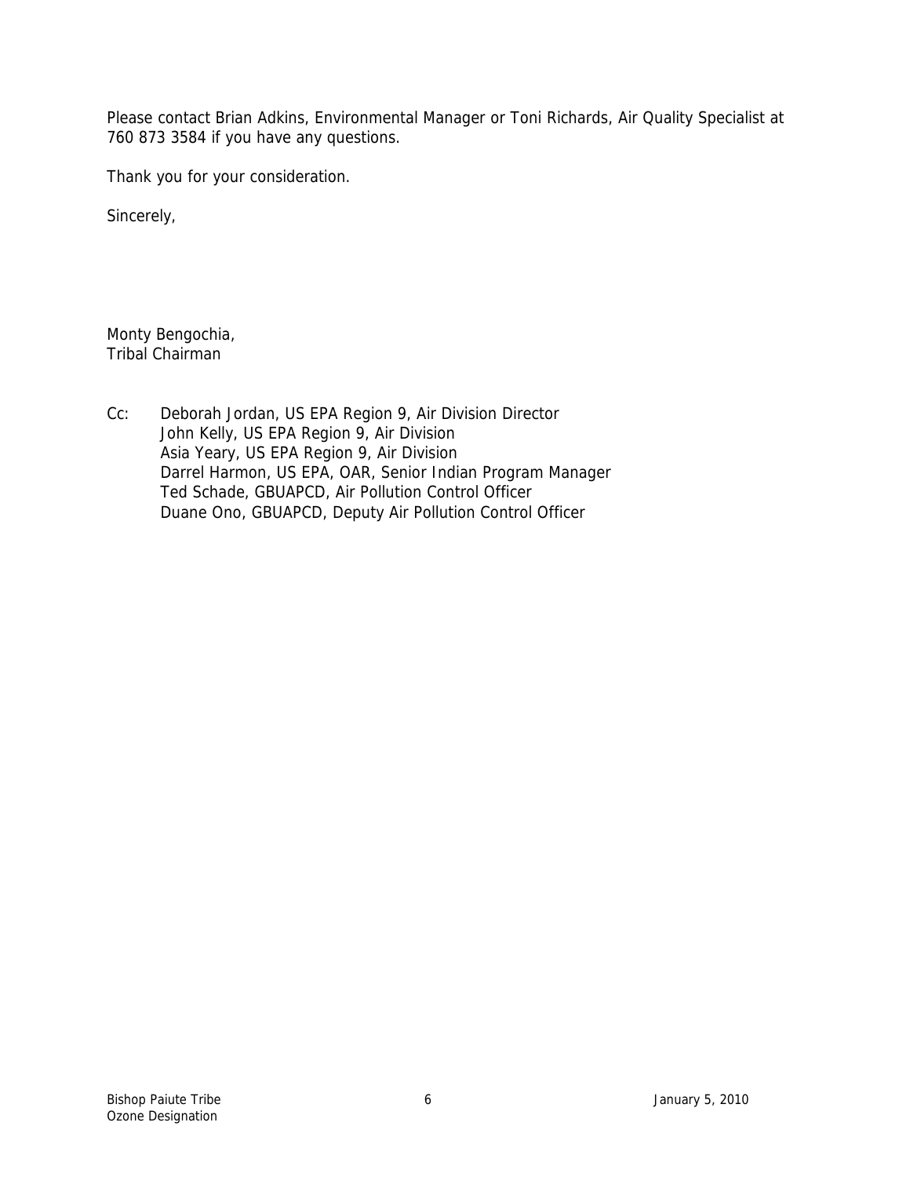Please contact Brian Adkins, Environmental Manager or Toni Richards, Air Quality Specialist at 760 873 3584 if you have any questions.

Thank you for your consideration.

Sincerely,

Monty Bengochia,
Tribal Chairman

Cc: Deborah Jordan, US EPA Region 9, Air Division Director
John Kelly, US EPA Region 9, Air Division
Asia Yeary, US EPA Region 9, Air Division
Darrel Harmon, US EPA, OAR, Senior Indian Program Manager
Ted Schade, GBUAPCD, Air Pollution Control Officer
Duane Ono, GBUAPCD, Deputy Air Pollution Control Officer